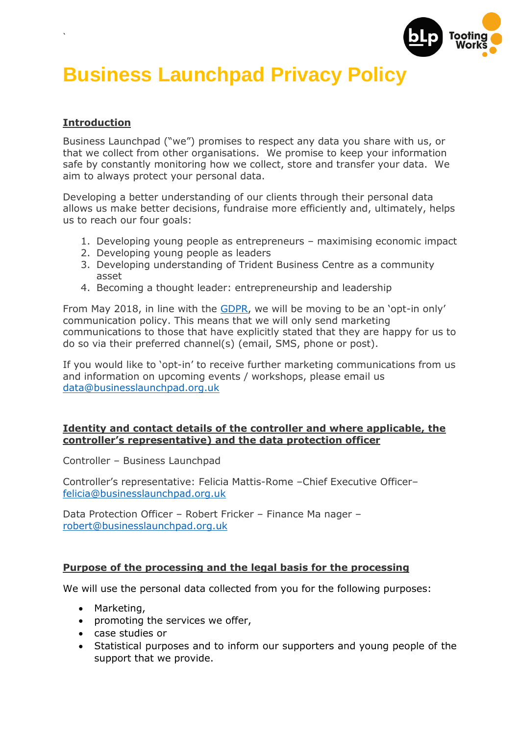`

# Business Launchpad Privacy Policy

## Introduction

Business Launchpad ("we") promises to respect any data you share with us, or that we collect from other organisations. We promise to keep your information safe by constantly monitoring how we collect, store and transfer your data. We aim to always protect your personal data.

Developing a better understanding of our clients through their personal data allows us make better decisions, fundraise more efficiently and, ultimately, helps us to reach our four goals:

1. Developing young people as entrepreneurs – maximising economic impact
2. Developing young people as leaders
3. Developing understanding of Trident Business Centre as a community asset
4. Becoming a thought leader: entrepreneurship and leadership

From May 2018, in line with the GDPR, we will be moving to be an 'opt-in only' communication policy. This means that we will only send marketing communications to those that have explicitly stated that they are happy for us to do so via their preferred channel(s) (email, SMS, phone or post).

If you would like to 'opt-in' to receive further marketing communications from us and information on upcoming events / workshops, please email us data@businesslaunchpad.org.uk

## Identity and contact details of the controller and where applicable, the controller's representative) and the data protection officer

Controller – Business Launchpad

Controller's representative: Felicia Mattis-Rome –Chief Executive Officer– felicia@businesslaunchpad.org.uk

Data Protection Officer – Robert Fricker – Finance Ma nager – robert@businesslaunchpad.org.uk

## Purpose of the processing and the legal basis for the processing

We will use the personal data collected from you for the following purposes:

- Marketing,
- promoting the services we offer,
- case studies or
- Statistical purposes and to inform our supporters and young people of the support that we provide.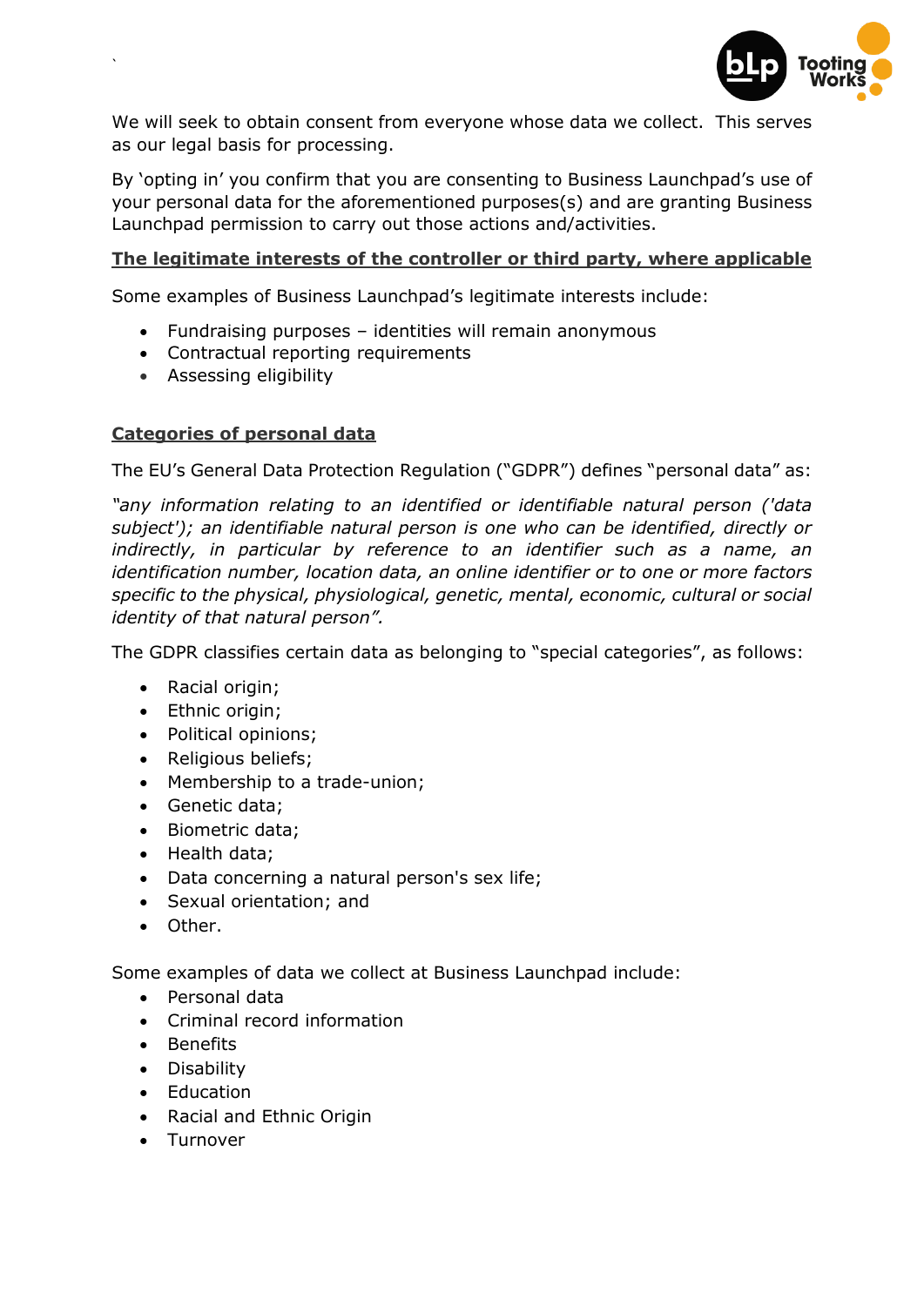We will seek to obtain consent from everyone whose data we collect. This serves as our legal basis for processing.

By 'opting in' you confirm that you are consenting to Business Launchpad's use of your personal data for the aforementioned purposes(s) and are granting Business Launchpad permission to carry out those actions and/activities.

**The legitimate interests of the controller or third party, where applicable**

Some examples of Business Launchpad's legitimate interests include:

- Fundraising purposes – identities will remain anonymous
- Contractual reporting requirements
- Assessing eligibility

**Categories of personal data**

The EU's General Data Protection Regulation ("GDPR") defines "personal data" as:

*"any information relating to an identified or identifiable natural person ('data subject'); an identifiable natural person is one who can be identified, directly or indirectly, in particular by reference to an identifier such as a name, an identification number, location data, an online identifier or to one or more factors specific to the physical, physiological, genetic, mental, economic, cultural or social identity of that natural person".*

The GDPR classifies certain data as belonging to "special categories", as follows:

- Racial origin;
- Ethnic origin;
- Political opinions;
- Religious beliefs;
- Membership to a trade-union;
- Genetic data;
- Biometric data;
- Health data;
- Data concerning a natural person's sex life;
- Sexual orientation; and
- Other.

Some examples of data we collect at Business Launchpad include:

- Personal data
- Criminal record information
- Benefits
- Disability
- Education
- Racial and Ethnic Origin
- Turnover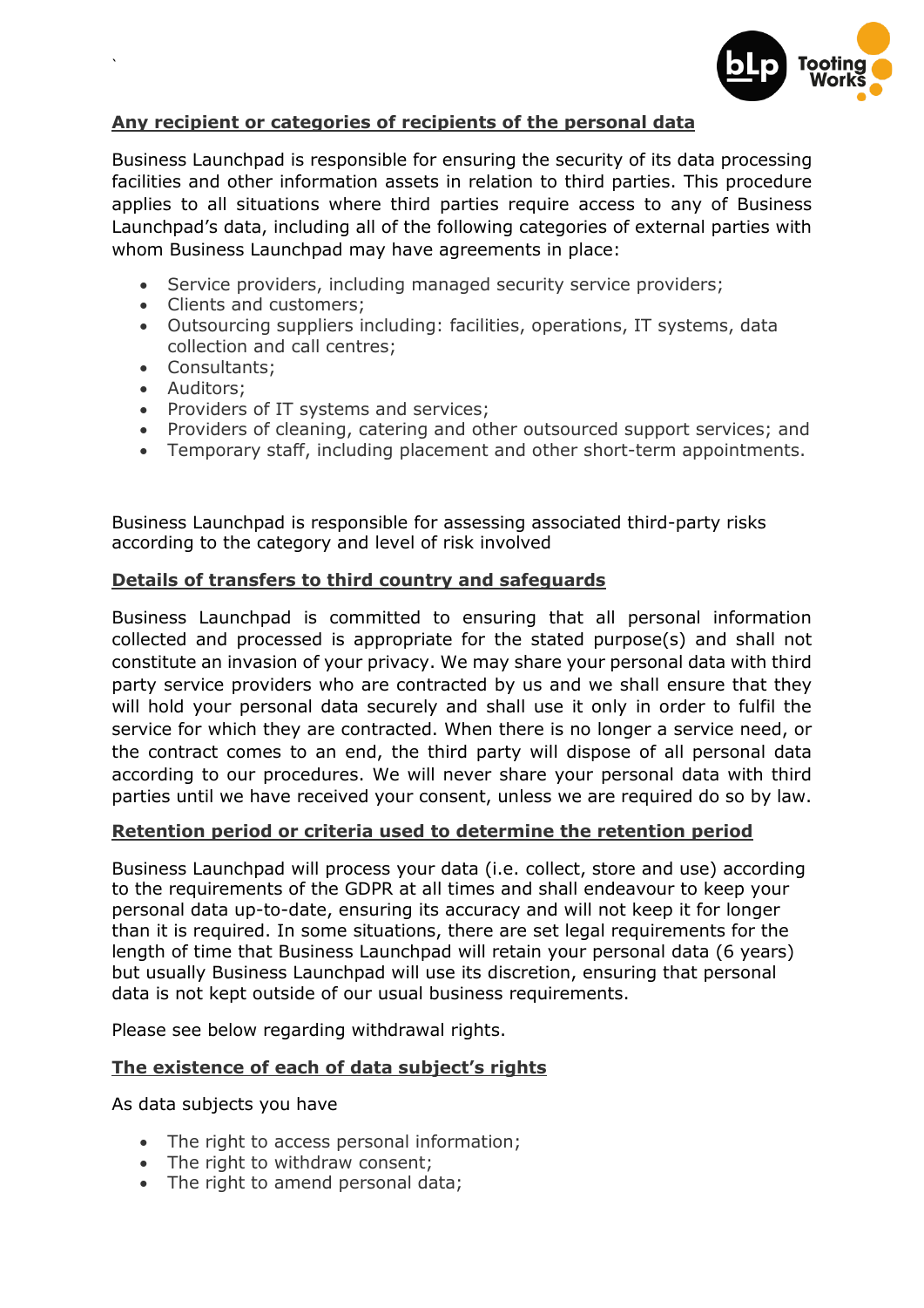**Any recipient or categories of recipients of the personal data**

Business Launchpad is responsible for ensuring the security of its data processing facilities and other information assets in relation to third parties. This procedure applies to all situations where third parties require access to any of Business Launchpad's data, including all of the following categories of external parties with whom Business Launchpad may have agreements in place:

- Service providers, including managed security service providers;
- Clients and customers;
- Outsourcing suppliers including: facilities, operations, IT systems, data collection and call centres;
- Consultants;
- Auditors;
- Providers of IT systems and services;
- Providers of cleaning, catering and other outsourced support services; and
- Temporary staff, including placement and other short-term appointments.

Business Launchpad is responsible for assessing associated third-party risks according to the category and level of risk involved

**Details of transfers to third country and safeguards**

Business Launchpad is committed to ensuring that all personal information collected and processed is appropriate for the stated purpose(s) and shall not constitute an invasion of your privacy. We may share your personal data with third party service providers who are contracted by us and we shall ensure that they will hold your personal data securely and shall use it only in order to fulfil the service for which they are contracted. When there is no longer a service need, or the contract comes to an end, the third party will dispose of all personal data according to our procedures. We will never share your personal data with third parties until we have received your consent, unless we are required do so by law.

**Retention period or criteria used to determine the retention period**

Business Launchpad will process your data (i.e. collect, store and use) according to the requirements of the GDPR at all times and shall endeavour to keep your personal data up-to-date, ensuring its accuracy and will not keep it for longer than it is required. In some situations, there are set legal requirements for the length of time that Business Launchpad will retain your personal data (6 years) but usually Business Launchpad will use its discretion, ensuring that personal data is not kept outside of our usual business requirements.

Please see below regarding withdrawal rights.

**The existence of each of data subject's rights**

As data subjects you have

- The right to access personal information;
- The right to withdraw consent;
- The right to amend personal data;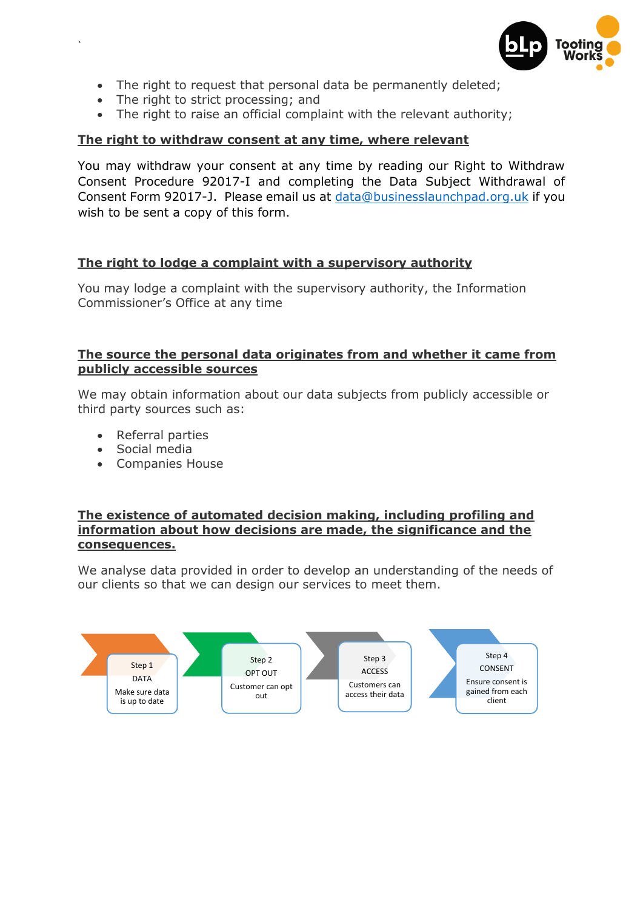- The right to request that personal data be permanently deleted;
- The right to strict processing; and
- The right to raise an official complaint with the relevant authority;

**The right to withdraw consent at any time, where relevant**

You may withdraw your consent at any time by reading our Right to Withdraw Consent Procedure 92017-I and completing the Data Subject Withdrawal of Consent Form 92017-J. Please email us at data@businesslaunchpad.org.uk if you wish to be sent a copy of this form.

**The right to lodge a complaint with a supervisory authority**

You may lodge a complaint with the supervisory authority, the Information Commissioner's Office at any time

**The source the personal data originates from and whether it came from publicly accessible sources**

We may obtain information about our data subjects from publicly accessible or third party sources such as:

- Referral parties
- Social media
- Companies House

**The existence of automated decision making, including profiling and information about how decisions are made, the significance and the consequences.**

We analyse data provided in order to develop an understanding of the needs of our clients so that we can design our services to meet them.

Step 1
DATA
Make sure data is up to date

Step 2
OPT OUT
Customer can opt out

Step 3
ACCESS
Customers can access their data

Step 4
CONSENT
Ensure consent is gained from each client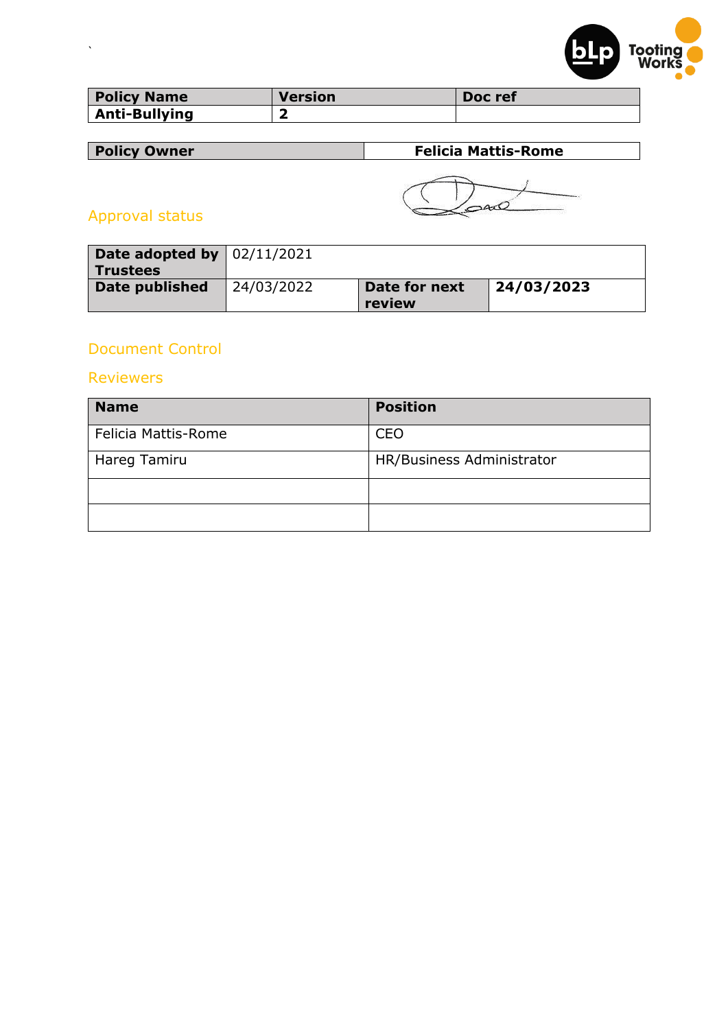`

| Policy Name | Version | Doc ref |
|---|---|---|
| **Anti-Bullying** | **2** | |

| Policy Owner | Felicia Mattis-Rome |
|---|---|

## Approval status

| | | | |
|---|---|---|---|
| **Date adopted by Trustees** | 02/11/2021 | | |
| **Date published** | 24/03/2022 | **Date for next review** | **24/03/2023** |

## Document Control

### Reviewers

| Name | Position |
|---|---|
| Felicia Mattis-Rome | CEO |
| Hareg Tamiru | HR/Business Administrator |
| | |
| | |